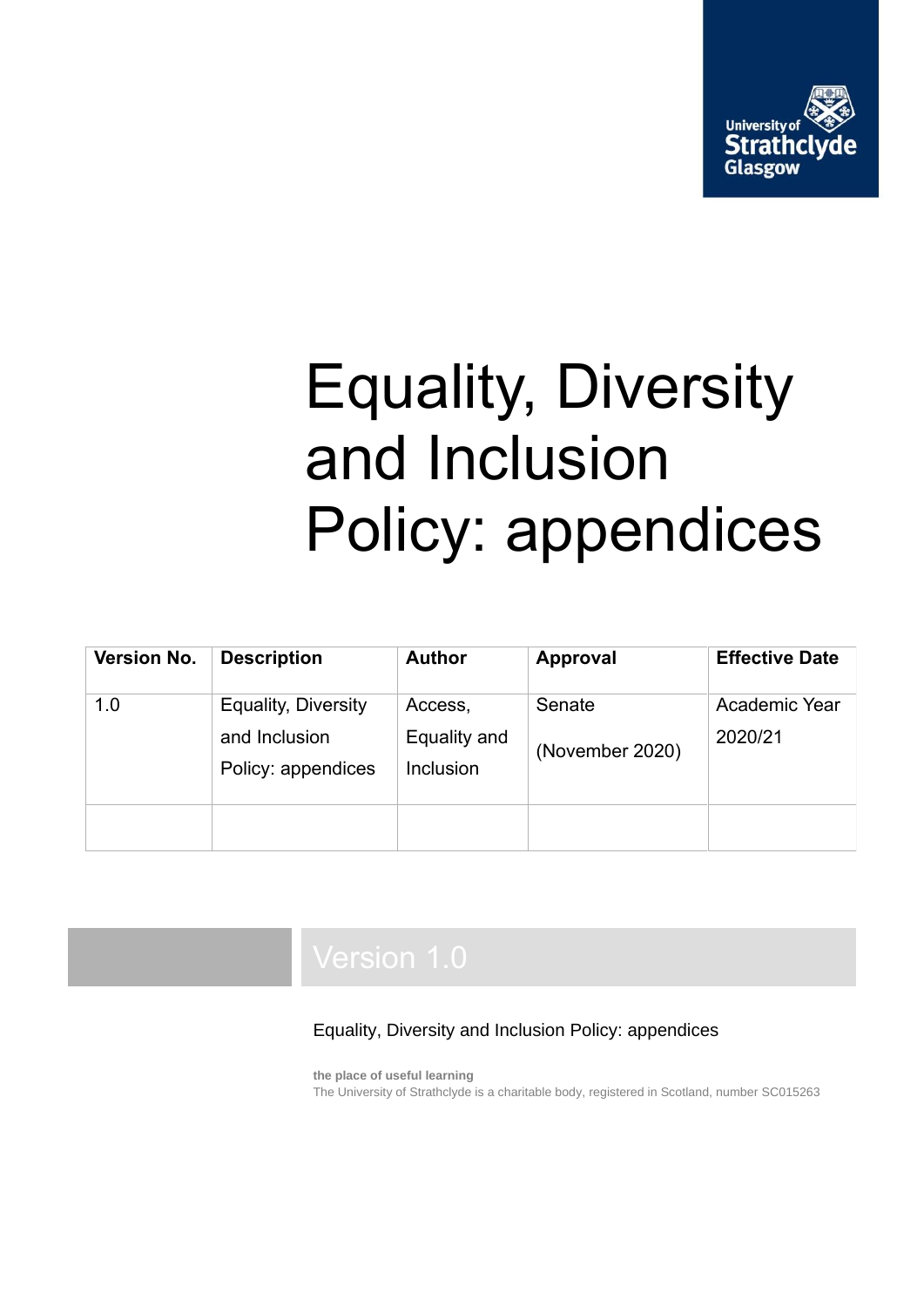University of Strathclyde Glasgow

# Equality, Diversity and Inclusion Policy: appendices

| Version No. | Description | Author | Approval | Effective Date |
|---|---|---|---|---|
| 1.0 | Equality, Diversity and Inclusion Policy: appendices | Access, Equality and Inclusion | Senate (November 2020) | Academic Year 2020/21 |
| | | | | |

Version 1.0

Equality, Diversity and Inclusion Policy: appendices

**the place of useful learning**
The University of Strathclyde is a charitable body, registered in Scotland, number SC015263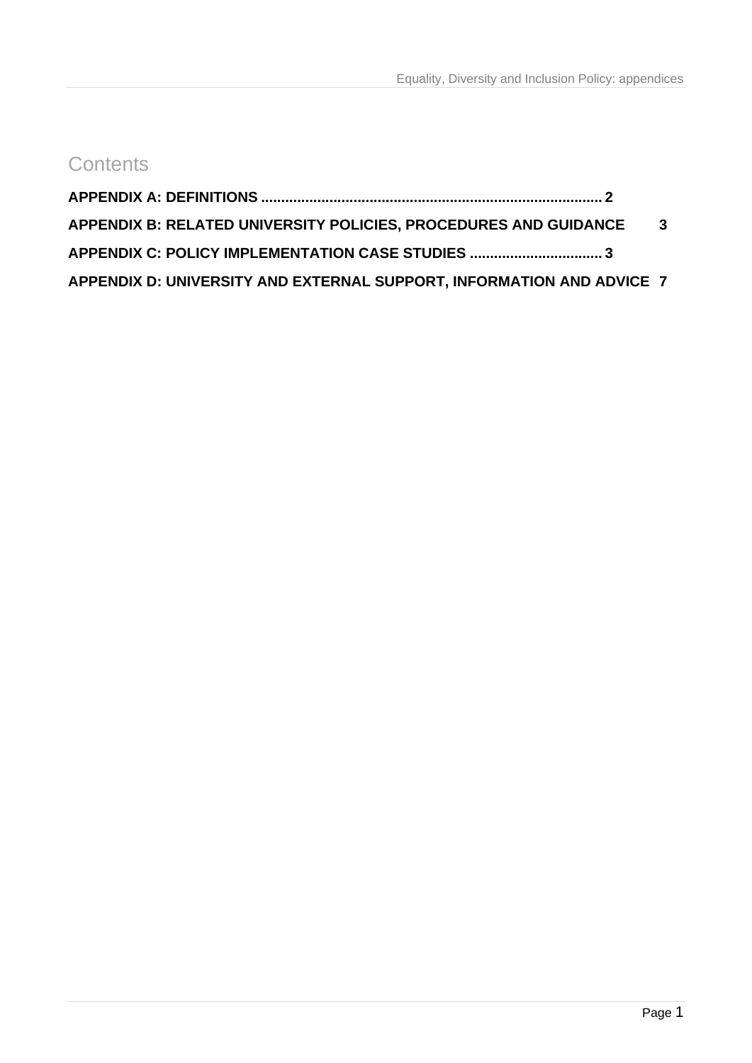# Contents

**APPENDIX A: DEFINITIONS .................................................................................... 2**

**APPENDIX B: RELATED UNIVERSITY POLICIES, PROCEDURES AND GUIDANCE 3**

**APPENDIX C: POLICY IMPLEMENTATION CASE STUDIES ................................. 3**

**APPENDIX D: UNIVERSITY AND EXTERNAL SUPPORT, INFORMATION AND ADVICE 7**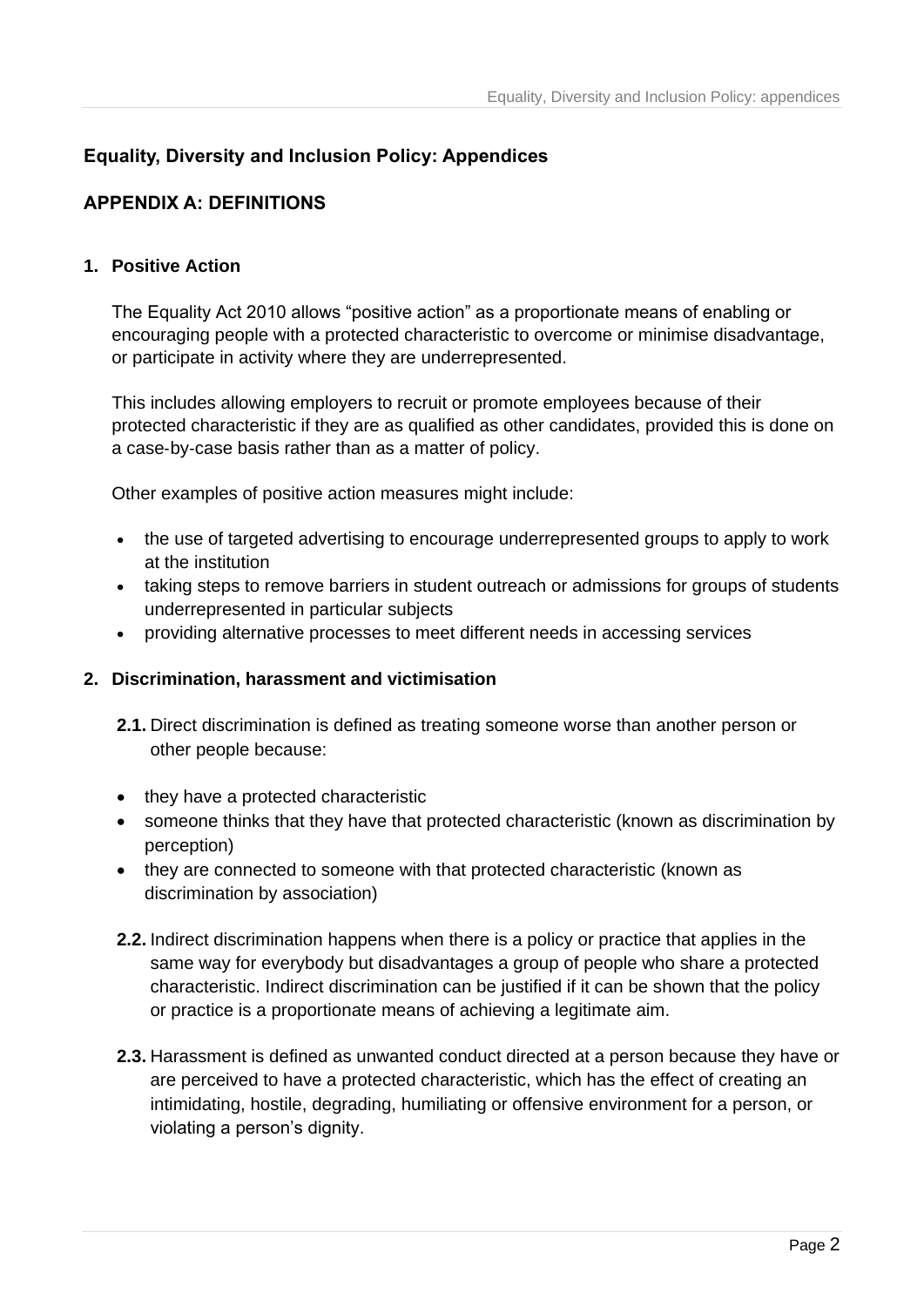# Equality, Diversity and Inclusion Policy: Appendices

## APPENDIX A: DEFINITIONS

### 1. Positive Action

The Equality Act 2010 allows “positive action” as a proportionate means of enabling or encouraging people with a protected characteristic to overcome or minimise disadvantage, or participate in activity where they are underrepresented.

This includes allowing employers to recruit or promote employees because of their protected characteristic if they are as qualified as other candidates, provided this is done on a case-by-case basis rather than as a matter of policy.

Other examples of positive action measures might include:

- the use of targeted advertising to encourage underrepresented groups to apply to work at the institution
- taking steps to remove barriers in student outreach or admissions for groups of students underrepresented in particular subjects
- providing alternative processes to meet different needs in accessing services

### 2. Discrimination, harassment and victimisation

**2.1.** Direct discrimination is defined as treating someone worse than another person or other people because:

- they have a protected characteristic
- someone thinks that they have that protected characteristic (known as discrimination by perception)
- they are connected to someone with that protected characteristic (known as discrimination by association)

**2.2.** Indirect discrimination happens when there is a policy or practice that applies in the same way for everybody but disadvantages a group of people who share a protected characteristic. Indirect discrimination can be justified if it can be shown that the policy or practice is a proportionate means of achieving a legitimate aim.

**2.3.** Harassment is defined as unwanted conduct directed at a person because they have or are perceived to have a protected characteristic, which has the effect of creating an intimidating, hostile, degrading, humiliating or offensive environment for a person, or violating a person’s dignity.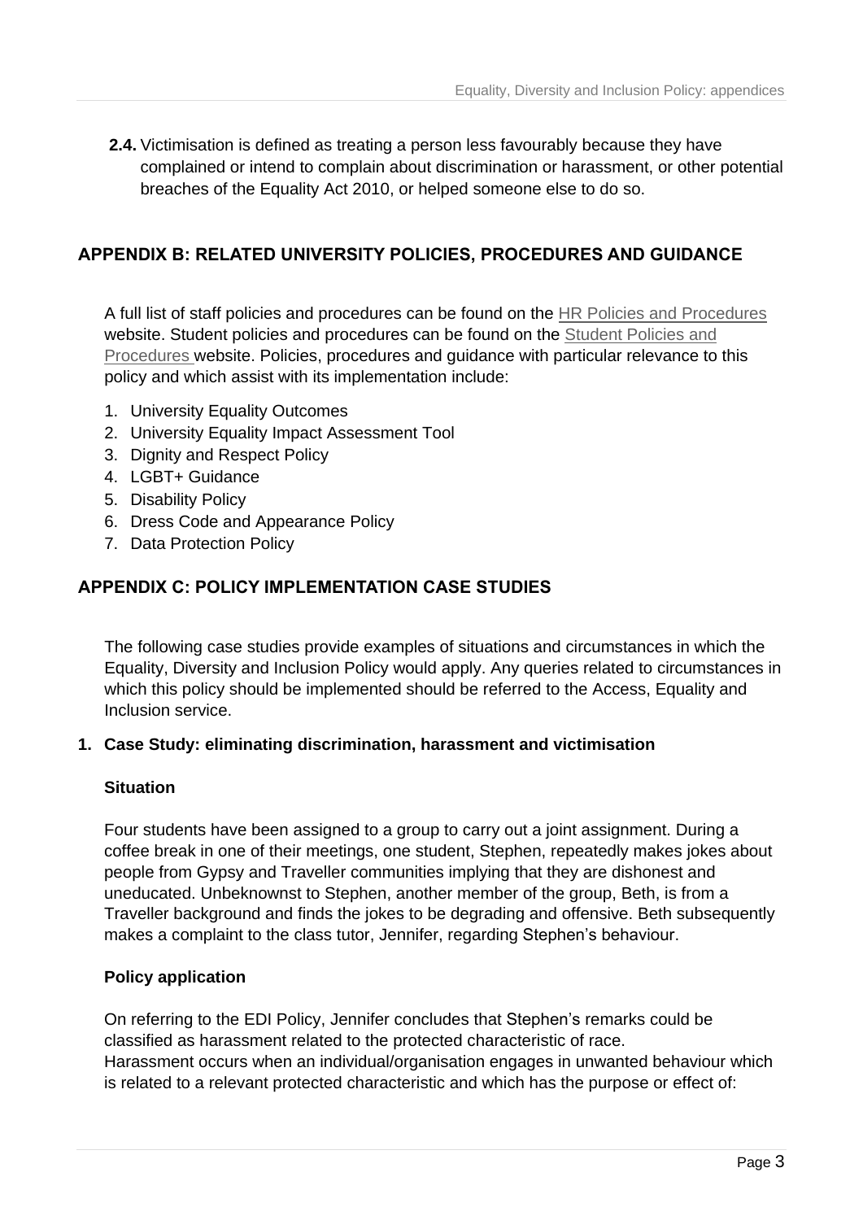**2.4.** Victimisation is defined as treating a person less favourably because they have complained or intend to complain about discrimination or harassment, or other potential breaches of the Equality Act 2010, or helped someone else to do so.

## APPENDIX B: RELATED UNIVERSITY POLICIES, PROCEDURES AND GUIDANCE

A full list of staff policies and procedures can be found on the HR Policies and Procedures website. Student policies and procedures can be found on the Student Policies and Procedures website. Policies, procedures and guidance with particular relevance to this policy and which assist with its implementation include:

1. University Equality Outcomes
2. University Equality Impact Assessment Tool
3. Dignity and Respect Policy
4. LGBT+ Guidance
5. Disability Policy
6. Dress Code and Appearance Policy
7. Data Protection Policy

## APPENDIX C: POLICY IMPLEMENTATION CASE STUDIES

The following case studies provide examples of situations and circumstances in which the Equality, Diversity and Inclusion Policy would apply. Any queries related to circumstances in which this policy should be implemented should be referred to the Access, Equality and Inclusion service.

### 1. Case Study: eliminating discrimination, harassment and victimisation

**Situation**

Four students have been assigned to a group to carry out a joint assignment. During a coffee break in one of their meetings, one student, Stephen, repeatedly makes jokes about people from Gypsy and Traveller communities implying that they are dishonest and uneducated. Unbeknownst to Stephen, another member of the group, Beth, is from a Traveller background and finds the jokes to be degrading and offensive. Beth subsequently makes a complaint to the class tutor, Jennifer, regarding Stephen's behaviour.

**Policy application**

On referring to the EDI Policy, Jennifer concludes that Stephen's remarks could be classified as harassment related to the protected characteristic of race.
Harassment occurs when an individual/organisation engages in unwanted behaviour which is related to a relevant protected characteristic and which has the purpose or effect of: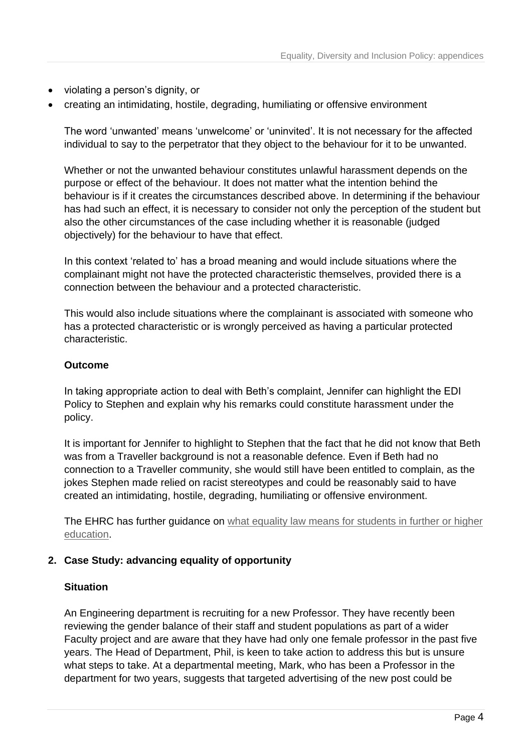- violating a person's dignity, or
- creating an intimidating, hostile, degrading, humiliating or offensive environment

The word 'unwanted' means 'unwelcome' or 'uninvited'. It is not necessary for the affected individual to say to the perpetrator that they object to the behaviour for it to be unwanted.

Whether or not the unwanted behaviour constitutes unlawful harassment depends on the purpose or effect of the behaviour. It does not matter what the intention behind the behaviour is if it creates the circumstances described above. In determining if the behaviour has had such an effect, it is necessary to consider not only the perception of the student but also the other circumstances of the case including whether it is reasonable (judged objectively) for the behaviour to have that effect.

In this context 'related to' has a broad meaning and would include situations where the complainant might not have the protected characteristic themselves, provided there is a connection between the behaviour and a protected characteristic.

This would also include situations where the complainant is associated with someone who has a protected characteristic or is wrongly perceived as having a particular protected characteristic.

**Outcome**

In taking appropriate action to deal with Beth's complaint, Jennifer can highlight the EDI Policy to Stephen and explain why his remarks could constitute harassment under the policy.

It is important for Jennifer to highlight to Stephen that the fact that he did not know that Beth was from a Traveller background is not a reasonable defence. Even if Beth had no connection to a Traveller community, she would still have been entitled to complain, as the jokes Stephen made relied on racist stereotypes and could be reasonably said to have created an intimidating, hostile, degrading, humiliating or offensive environment.

The EHRC has further guidance on what equality law means for students in further or higher education.

## 2. Case Study: advancing equality of opportunity

**Situation**

An Engineering department is recruiting for a new Professor. They have recently been reviewing the gender balance of their staff and student populations as part of a wider Faculty project and are aware that they have had only one female professor in the past five years. The Head of Department, Phil, is keen to take action to address this but is unsure what steps to take. At a departmental meeting, Mark, who has been a Professor in the department for two years, suggests that targeted advertising of the new post could be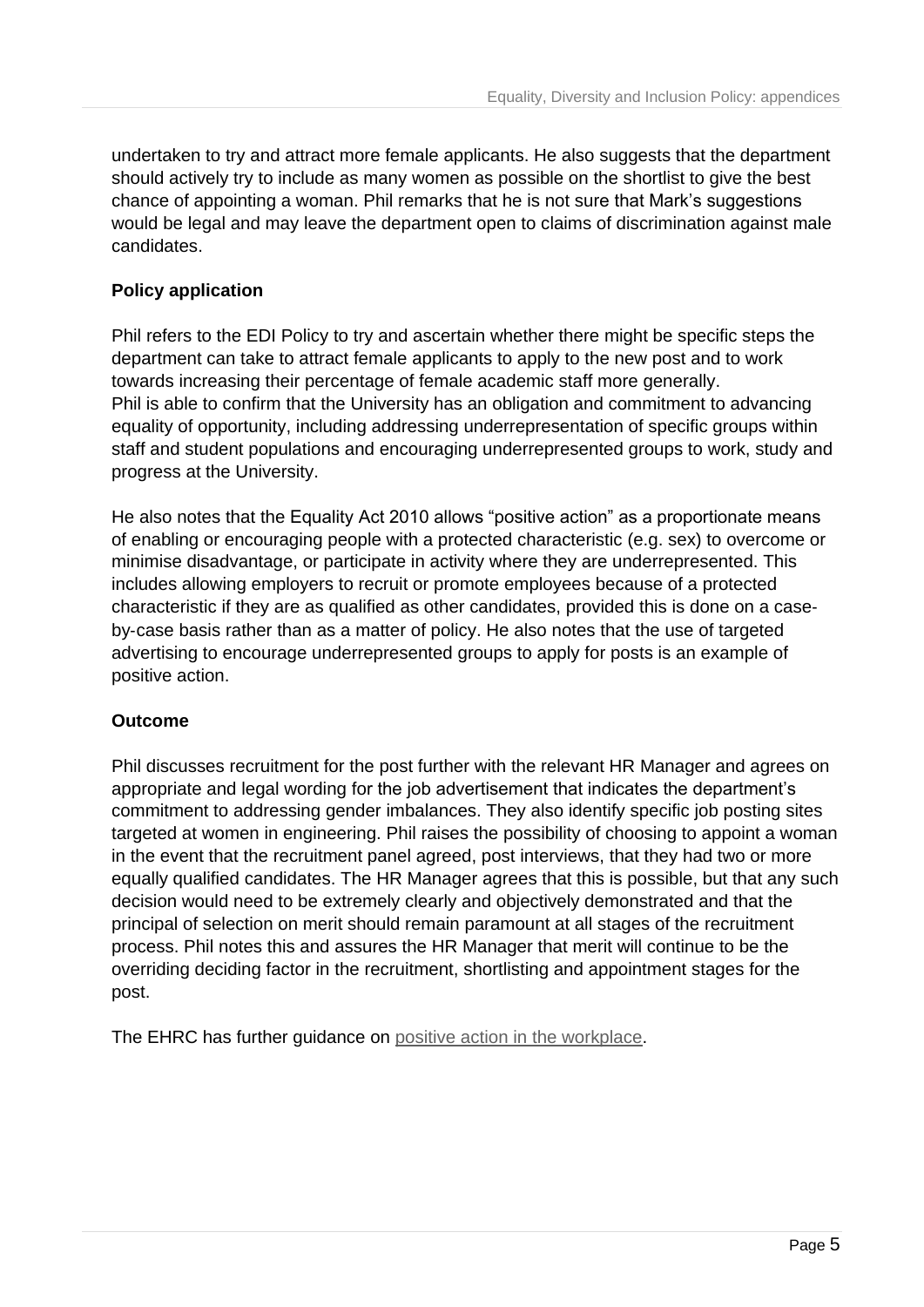undertaken to try and attract more female applicants. He also suggests that the department should actively try to include as many women as possible on the shortlist to give the best chance of appointing a woman. Phil remarks that he is not sure that Mark's suggestions would be legal and may leave the department open to claims of discrimination against male candidates.

**Policy application**

Phil refers to the EDI Policy to try and ascertain whether there might be specific steps the department can take to attract female applicants to apply to the new post and to work towards increasing their percentage of female academic staff more generally.
Phil is able to confirm that the University has an obligation and commitment to advancing equality of opportunity, including addressing underrepresentation of specific groups within staff and student populations and encouraging underrepresented groups to work, study and progress at the University.

He also notes that the Equality Act 2010 allows "positive action" as a proportionate means of enabling or encouraging people with a protected characteristic (e.g. sex) to overcome or minimise disadvantage, or participate in activity where they are underrepresented. This includes allowing employers to recruit or promote employees because of a protected characteristic if they are as qualified as other candidates, provided this is done on a case-by-case basis rather than as a matter of policy. He also notes that the use of targeted advertising to encourage underrepresented groups to apply for posts is an example of positive action.

**Outcome**

Phil discusses recruitment for the post further with the relevant HR Manager and agrees on appropriate and legal wording for the job advertisement that indicates the department's commitment to addressing gender imbalances. They also identify specific job posting sites targeted at women in engineering. Phil raises the possibility of choosing to appoint a woman in the event that the recruitment panel agreed, post interviews, that they had two or more equally qualified candidates. The HR Manager agrees that this is possible, but that any such decision would need to be extremely clearly and objectively demonstrated and that the principal of selection on merit should remain paramount at all stages of the recruitment process. Phil notes this and assures the HR Manager that merit will continue to be the overriding deciding factor in the recruitment, shortlisting and appointment stages for the post.

The EHRC has further guidance on positive action in the workplace.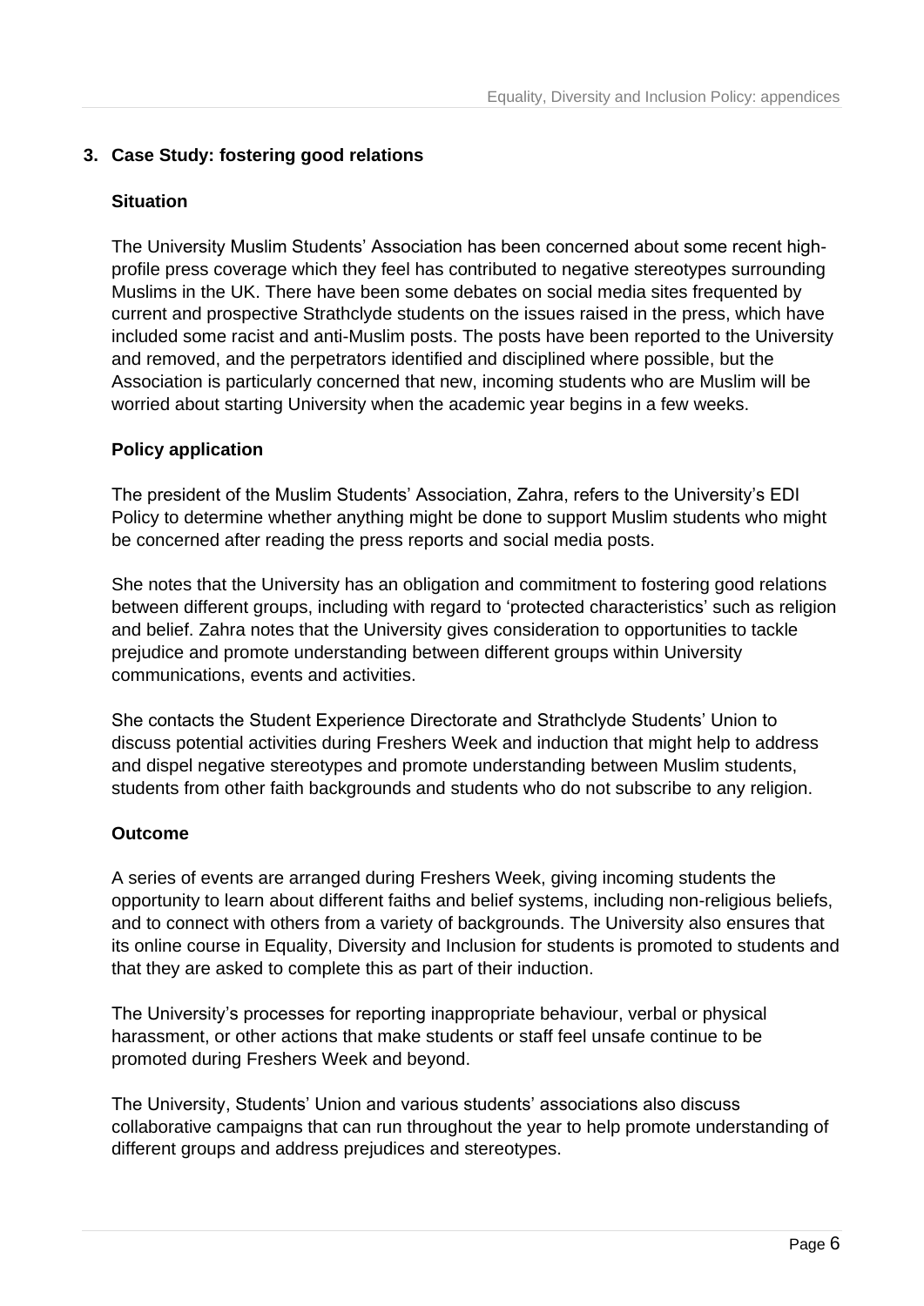## 3. Case Study: fostering good relations

### Situation

The University Muslim Students' Association has been concerned about some recent high-profile press coverage which they feel has contributed to negative stereotypes surrounding Muslims in the UK. There have been some debates on social media sites frequented by current and prospective Strathclyde students on the issues raised in the press, which have included some racist and anti-Muslim posts. The posts have been reported to the University and removed, and the perpetrators identified and disciplined where possible, but the Association is particularly concerned that new, incoming students who are Muslim will be worried about starting University when the academic year begins in a few weeks.

### Policy application

The president of the Muslim Students' Association, Zahra, refers to the University's EDI Policy to determine whether anything might be done to support Muslim students who might be concerned after reading the press reports and social media posts.

She notes that the University has an obligation and commitment to fostering good relations between different groups, including with regard to 'protected characteristics' such as religion and belief. Zahra notes that the University gives consideration to opportunities to tackle prejudice and promote understanding between different groups within University communications, events and activities.

She contacts the Student Experience Directorate and Strathclyde Students' Union to discuss potential activities during Freshers Week and induction that might help to address and dispel negative stereotypes and promote understanding between Muslim students, students from other faith backgrounds and students who do not subscribe to any religion.

### Outcome

A series of events are arranged during Freshers Week, giving incoming students the opportunity to learn about different faiths and belief systems, including non-religious beliefs, and to connect with others from a variety of backgrounds. The University also ensures that its online course in Equality, Diversity and Inclusion for students is promoted to students and that they are asked to complete this as part of their induction.

The University's processes for reporting inappropriate behaviour, verbal or physical harassment, or other actions that make students or staff feel unsafe continue to be promoted during Freshers Week and beyond.

The University, Students' Union and various students' associations also discuss collaborative campaigns that can run throughout the year to help promote understanding of different groups and address prejudices and stereotypes.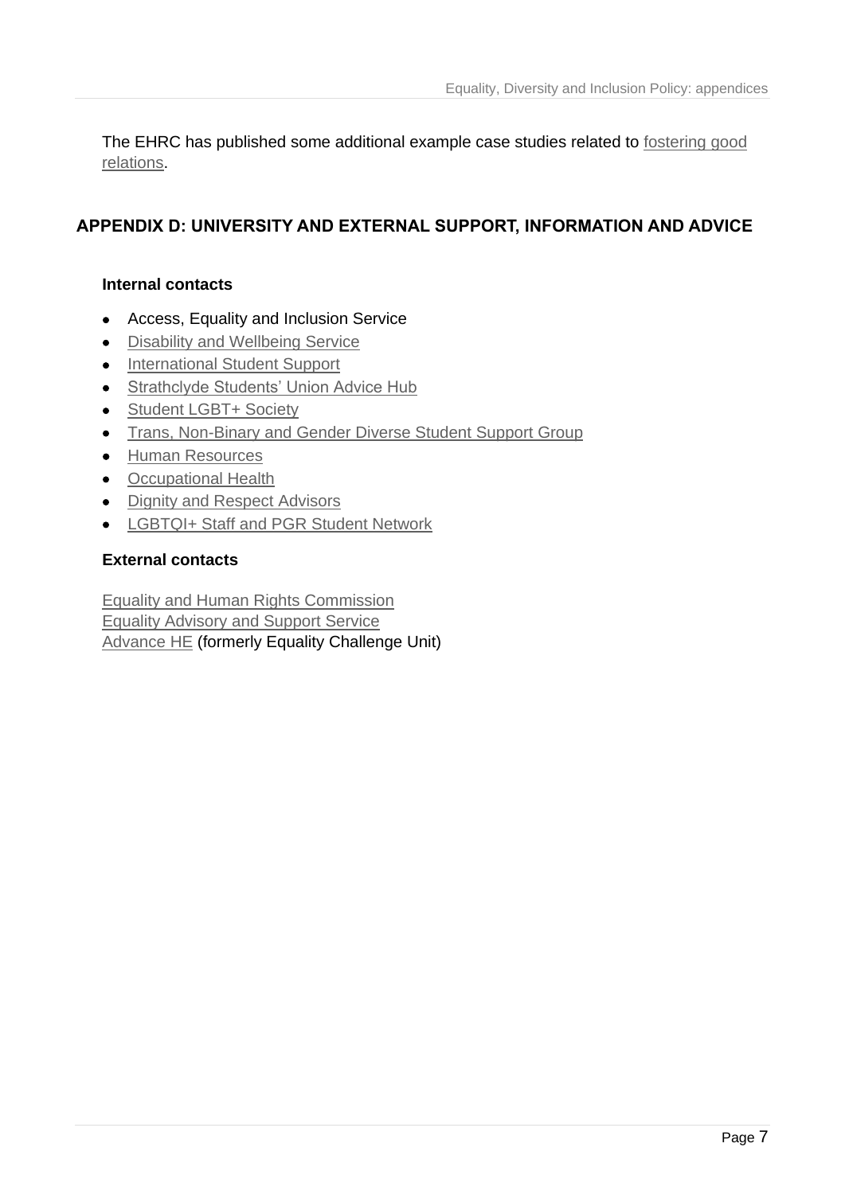The EHRC has published some additional example case studies related to fostering good relations.

## APPENDIX D: UNIVERSITY AND EXTERNAL SUPPORT, INFORMATION AND ADVICE

**Internal contacts**

- Access, Equality and Inclusion Service
- Disability and Wellbeing Service
- International Student Support
- Strathclyde Students' Union Advice Hub
- Student LGBT+ Society
- Trans, Non-Binary and Gender Diverse Student Support Group
- Human Resources
- Occupational Health
- Dignity and Respect Advisors
- LGBTQI+ Staff and PGR Student Network

**External contacts**

Equality and Human Rights Commission
Equality Advisory and Support Service
Advance HE (formerly Equality Challenge Unit)